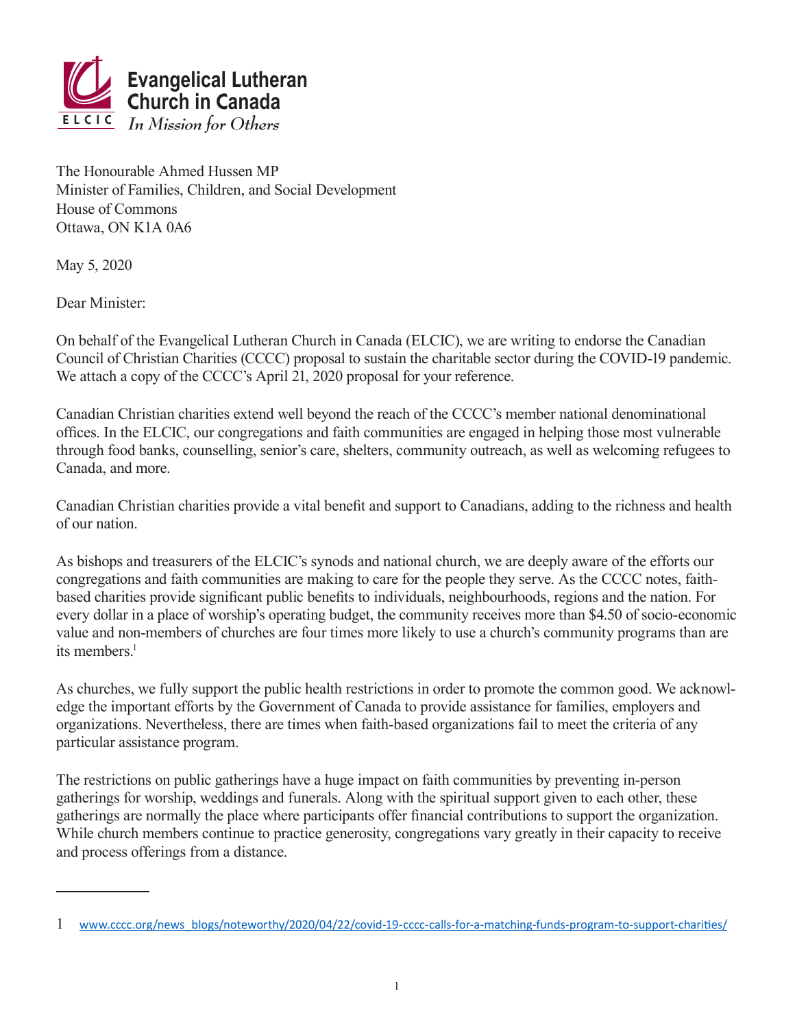**Evangelical Lutheran Church in Canada**

ELCIC *In Mission for Others*

The Honourable Ahmed Hussen MP
Minister of Families, Children, and Social Development
House of Commons
Ottawa, ON K1A 0A6

May 5, 2020

Dear Minister:

On behalf of the Evangelical Lutheran Church in Canada (ELCIC), we are writing to endorse the Canadian Council of Christian Charities (CCCC) proposal to sustain the charitable sector during the COVID-19 pandemic. We attach a copy of the CCCC's April 21, 2020 proposal for your reference.

Canadian Christian charities extend well beyond the reach of the CCCC's member national denominational offices. In the ELCIC, our congregations and faith communities are engaged in helping those most vulnerable through food banks, counselling, senior's care, shelters, community outreach, as well as welcoming refugees to Canada, and more.

Canadian Christian charities provide a vital benefit and support to Canadians, adding to the richness and health of our nation.

As bishops and treasurers of the ELCIC's synods and national church, we are deeply aware of the efforts our congregations and faith communities are making to care for the people they serve. As the CCCC notes, faith-based charities provide significant public benefits to individuals, neighbourhoods, regions and the nation. For every dollar in a place of worship's operating budget, the community receives more than $4.50 of socio-economic value and non-members of churches are four times more likely to use a church's community programs than are its members.[1]

As churches, we fully support the public health restrictions in order to promote the common good. We acknowledge the important efforts by the Government of Canada to provide assistance for families, employers and organizations. Nevertheless, there are times when faith-based organizations fail to meet the criteria of any particular assistance program.

The restrictions on public gatherings have a huge impact on faith communities by preventing in-person gatherings for worship, weddings and funerals. Along with the spiritual support given to each other, these gatherings are normally the place where participants offer financial contributions to support the organization. While church members continue to practice generosity, congregations vary greatly in their capacity to receive and process offerings from a distance.

---

1 www.cccc.org/news_blogs/noteworthy/2020/04/22/covid-19-cccc-calls-for-a-matching-funds-program-to-support-charities/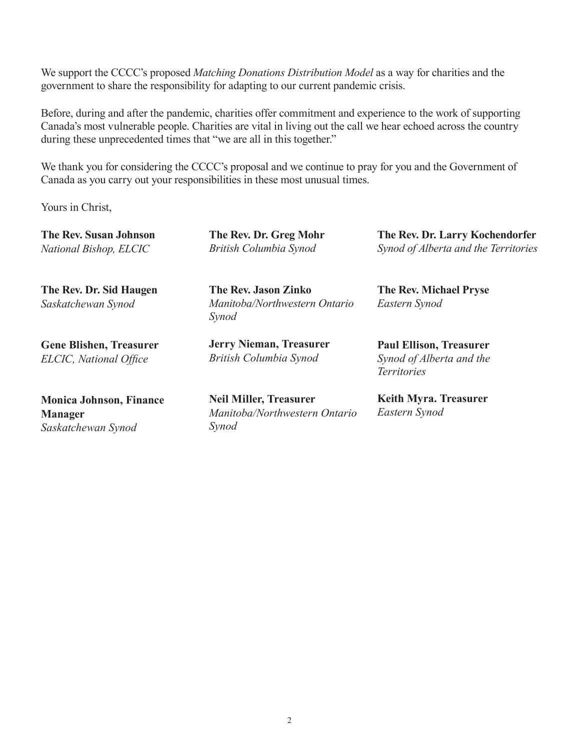We support the CCCC's proposed *Matching Donations Distribution Model* as a way for charities and the government to share the responsibility for adapting to our current pandemic crisis.

Before, during and after the pandemic, charities offer commitment and experience to the work of supporting Canada's most vulnerable people. Charities are vital in living out the call we hear echoed across the country during these unprecedented times that "we are all in this together."

We thank you for considering the CCCC's proposal and we continue to pray for you and the Government of Canada as you carry out your responsibilities in these most unusual times.

Yours in Christ,

**The Rev. Susan Johnson**
*National Bishop, ELCIC*

**The Rev. Dr. Greg Mohr**
*British Columbia Synod*

**The Rev. Dr. Larry Kochendorfer**
*Synod of Alberta and the Territories*

**The Rev. Dr. Sid Haugen**
*Saskatchewan Synod*

**The Rev. Jason Zinko**
*Manitoba/Northwestern Ontario Synod*

**The Rev. Michael Pryse**
*Eastern Synod*

**Gene Blishen, Treasurer**
*ELCIC, National Office*

**Jerry Nieman, Treasurer**
*British Columbia Synod*

**Paul Ellison, Treasurer**
*Synod of Alberta and the Territories*

**Monica Johnson, Finance Manager**
*Saskatchewan Synod*

**Neil Miller, Treasurer**
*Manitoba/Northwestern Ontario Synod*

**Keith Myra. Treasurer**
*Eastern Synod*